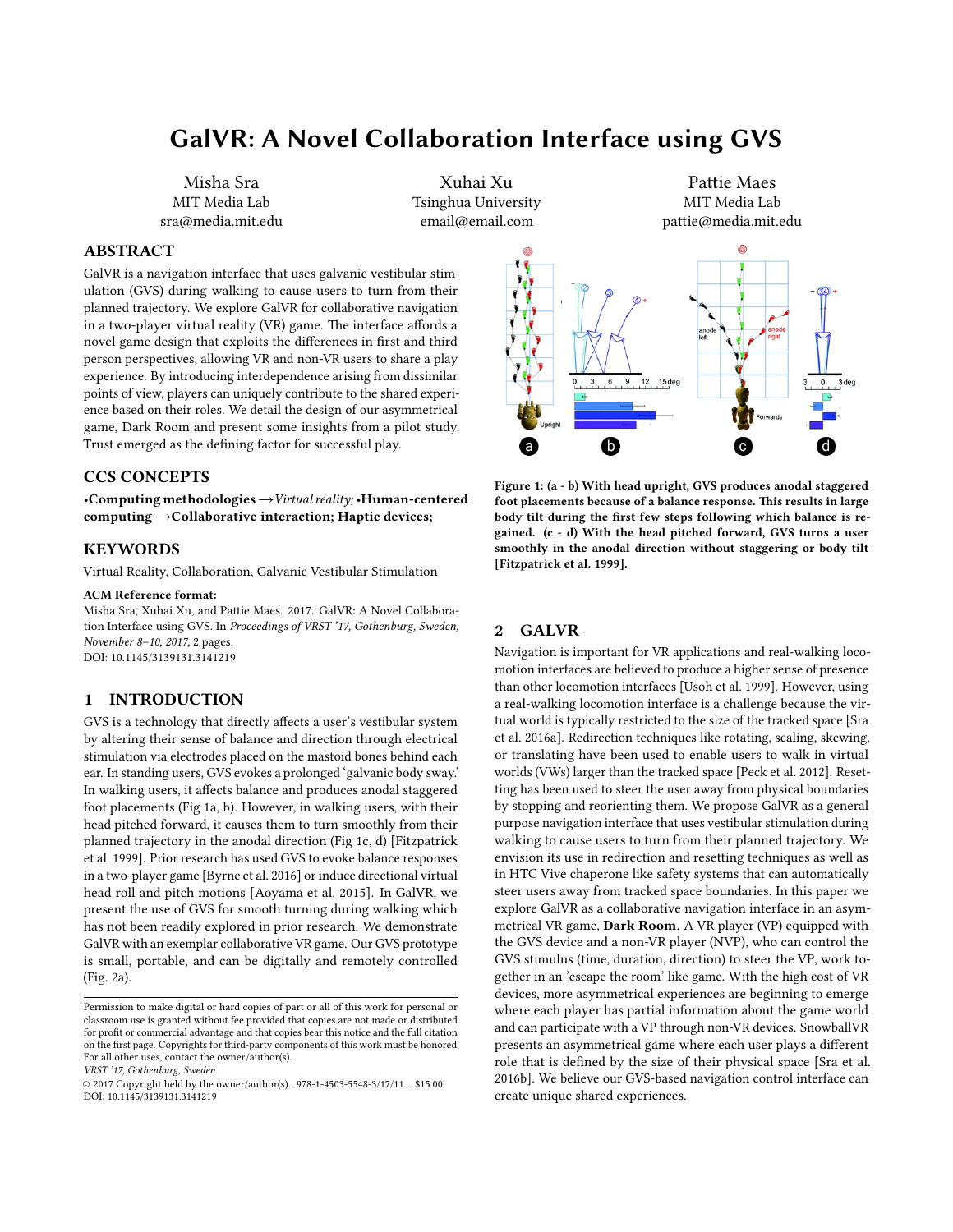# GalVR: A Novel Collaboration Interface using GVS

Misha Sra
MIT Media Lab
sra@media.mit.edu

Xuhai Xu
Tsinghua University
email@email.com

Pattie Maes
MIT Media Lab
pattie@media.mit.edu

## ABSTRACT

GalVR is a navigation interface that uses galvanic vestibular stimulation (GVS) during walking to cause users to turn from their planned trajectory. We explore GalVR for collaborative navigation in a two-player virtual reality (VR) game. The interface affords a novel game design that exploits the differences in first and third person perspectives, allowing VR and non-VR users to share a play experience. By introducing interdependence arising from dissimilar points of view, players can uniquely contribute to the shared experience based on their roles. We detail the design of our asymmetrical game, Dark Room and present some insights from a pilot study. Trust emerged as the defining factor for successful play.

## CCS CONCEPTS

•**Computing methodologies** →*Virtual reality;* •**Human-centered computing** →**Collaborative interaction; Haptic devices;**

## KEYWORDS

Virtual Reality, Collaboration, Galvanic Vestibular Stimulation

**ACM Reference format:**
Misha Sra, Xuhai Xu, and Pattie Maes. 2017. GalVR: A Novel Collaboration Interface using GVS. In *Proceedings of VRST '17, Gothenburg, Sweden, November 8–10, 2017,* 2 pages.
DOI: 10.1145/3139131.3141219

## 1 INTRODUCTION

GVS is a technology that directly affects a user's vestibular system by altering their sense of balance and direction through electrical stimulation via electrodes placed on the mastoid bones behind each ear. In standing users, GVS evokes a prolonged 'galvanic body sway.' In walking users, it affects balance and produces anodal staggered foot placements (Fig 1a, b). However, in walking users, with their head pitched forward, it causes them to turn smoothly from their planned trajectory in the anodal direction (Fig 1c, d) [Fitzpatrick et al. 1999]. Prior research has used GVS to evoke balance responses in a two-player game [Byrne et al. 2016] or induce directional virtual head roll and pitch motions [Aoyama et al. 2015]. In GalVR, we present the use of GVS for smooth turning during walking which has not been readily explored in prior research. We demonstrate GalVR with an exemplar collaborative VR game. Our GVS prototype is small, portable, and can be digitally and remotely controlled (Fig. 2a).

Permission to make digital or hard copies of part or all of this work for personal or classroom use is granted without fee provided that copies are not made or distributed for profit or commercial advantage and that copies bear this notice and the full citation on the first page. Copyrights for third-party components of this work must be honored. For all other uses, contact the owner/author(s).
*VRST '17, Gothenburg, Sweden*
© 2017 Copyright held by the owner/author(s). 978-1-4503-5548-3/17/11...$15.00
DOI: 10.1145/3139131.3141219

**Figure 1: (a - b) With head upright, GVS produces anodal staggered foot placements because of a balance response. This results in large body tilt during the first few steps following which balance is regained. (c - d) With the head pitched forward, GVS turns a user smoothly in the anodal direction without staggering or body tilt [Fitzpatrick et al. 1999].**

## 2 GALVR

Navigation is important for VR applications and real-walking locomotion interfaces are believed to produce a higher sense of presence than other locomotion interfaces [Usoh et al. 1999]. However, using a real-walking locomotion interface is a challenge because the virtual world is typically restricted to the size of the tracked space [Sra et al. 2016a]. Redirection techniques like rotating, scaling, skewing, or translating have been used to enable users to walk in virtual worlds (VWs) larger than the tracked space [Peck et al. 2012]. Resetting has been used to steer the user away from physical boundaries by stopping and reorienting them. We propose GalVR as a general purpose navigation interface that uses vestibular stimulation during walking to cause users to turn from their planned trajectory. We envision its use in redirection and resetting techniques as well as in HTC Vive chaperone like safety systems that can automatically steer users away from tracked space boundaries. In this paper we explore GalVR as a collaborative navigation interface in an asymmetrical VR game, **Dark Room**. A VR player (VP) equipped with the GVS device and a non-VR player (NVP), who can control the GVS stimulus (time, duration, direction) to steer the VP, work together in an 'escape the room' like game. With the high cost of VR devices, more asymmetrical experiences are beginning to emerge where each player has partial information about the game world and can participate with a VP through non-VR devices. SnowballVR presents an asymmetrical game where each user plays a different role that is defined by the size of their physical space [Sra et al. 2016b]. We believe our GVS-based navigation control interface can create unique shared experiences.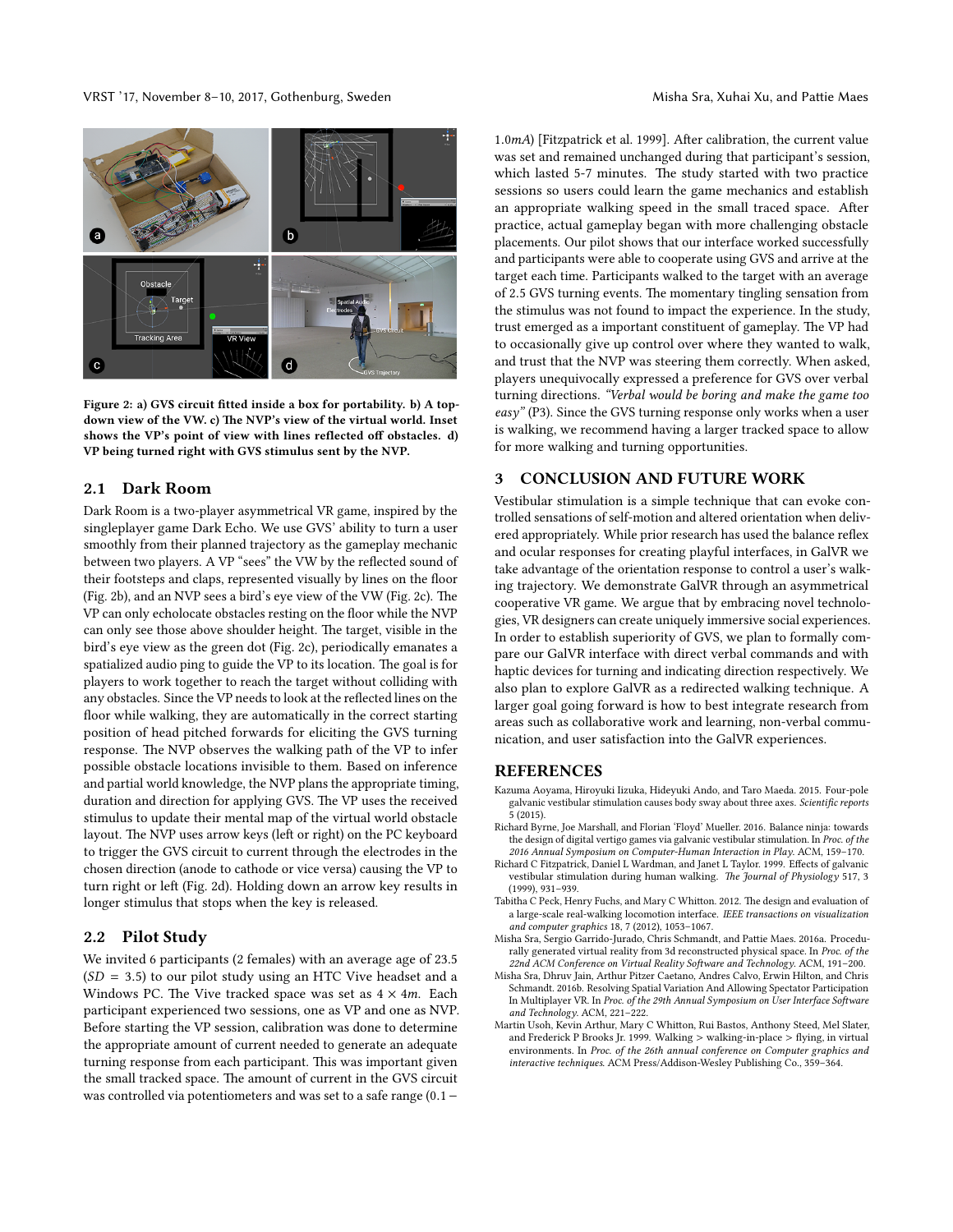Figure 2: a) GVS circuit fitted inside a box for portability. b) A top-down view of the VW. c) The NVP's view of the virtual world. Inset shows the VP's point of view with lines reflected off obstacles. d) VP being turned right with GVS stimulus sent by the NVP.

### 2.1 Dark Room

Dark Room is a two-player asymmetrical VR game, inspired by the singleplayer game Dark Echo. We use GVS' ability to turn a user smoothly from their planned trajectory as the gameplay mechanic between two players. A VP "sees" the VW by the reflected sound of their footsteps and claps, represented visually by lines on the floor (Fig. 2b), and an NVP sees a bird's eye view of the VW (Fig. 2c). The VP can only echolocate obstacles resting on the floor while the NVP can only see those above shoulder height. The target, visible in the bird's eye view as the green dot (Fig. 2c), periodically emanates a spatialized audio ping to guide the VP to its location. The goal is for players to work together to reach the target without colliding with any obstacles. Since the VP needs to look at the reflected lines on the floor while walking, they are automatically in the correct starting position of head pitched forwards for eliciting the GVS turning response. The NVP observes the walking path of the VP to infer possible obstacle locations invisible to them. Based on inference and partial world knowledge, the NVP plans the appropriate timing, duration and direction for applying GVS. The VP uses the received stimulus to update their mental map of the virtual world obstacle layout. The NVP uses arrow keys (left or right) on the PC keyboard to trigger the GVS circuit to current through the electrodes in the chosen direction (anode to cathode or vice versa) causing the VP to turn right or left (Fig. 2d). Holding down an arrow key results in longer stimulus that stops when the key is released.

### 2.2 Pilot Study

We invited 6 participants (2 females) with an average age of 23.5 ($SD$ = 3.5) to our pilot study using an HTC Vive headset and a Windows PC. The Vive tracked space was set as $4 \times 4m$. Each participant experienced two sessions, one as VP and one as NVP. Before starting the VP session, calibration was done to determine the appropriate amount of current needed to generate an adequate turning response from each participant. This was important given the small tracked space. The amount of current in the GVS circuit was controlled via potentiometers and was set to a safe range ($0.1 - 1.0mA$) [Fitzpatrick et al. 1999]. After calibration, the current value was set and remained unchanged during that participant's session, which lasted 5-7 minutes. The study started with two practice sessions so users could learn the game mechanics and establish an appropriate walking speed in the small traced space. After practice, actual gameplay began with more challenging obstacle placements. Our pilot shows that our interface worked successfully and participants were able to cooperate using GVS and arrive at the target each time. Participants walked to the target with an average of 2.5 GVS turning events. The momentary tingling sensation from the stimulus was not found to impact the experience. In the study, trust emerged as a important constituent of gameplay. The VP had to occasionally give up control over where they wanted to walk, and trust that the NVP was steering them correctly. When asked, players unequivocally expressed a preference for GVS over verbal turning directions. *"Verbal would be boring and make the game too easy"* (P3). Since the GVS turning response only works when a user is walking, we recommend having a larger tracked space to allow for more walking and turning opportunities.

## 3 CONCLUSION AND FUTURE WORK

Vestibular stimulation is a simple technique that can evoke controlled sensations of self-motion and altered orientation when delivered appropriately. While prior research has used the balance reflex and ocular responses for creating playful interfaces, in GalVR we take advantage of the orientation response to control a user's walking trajectory. We demonstrate GalVR through an asymmetrical cooperative VR game. We argue that by embracing novel technologies, VR designers can create uniquely immersive social experiences. In order to establish superiority of GVS, we plan to formally compare our GalVR interface with direct verbal commands and with haptic devices for turning and indicating direction respectively. We also plan to explore GalVR as a redirected walking technique. A larger goal going forward is how to best integrate research from areas such as collaborative work and learning, non-verbal communication, and user satisfaction into the GalVR experiences.

## REFERENCES

Kazuma Aoyama, Hiroyuki Iizuka, Hideyuki Ando, and Taro Maeda. 2015. Four-pole galvanic vestibular stimulation causes body sway about three axes. *Scientific reports* 5 (2015).

Richard Byrne, Joe Marshall, and Florian 'Floyd' Mueller. 2016. Balance ninja: towards the design of digital vertigo games via galvanic vestibular stimulation. In *Proc. of the 2016 Annual Symposium on Computer-Human Interaction in Play*. ACM, 159–170.

Richard C Fitzpatrick, Daniel L Wardman, and Janet L Taylor. 1999. Effects of galvanic vestibular stimulation during human walking. *The Journal of Physiology* 517, 3 (1999), 931–939.

Tabitha C Peck, Henry Fuchs, and Mary C Whitton. 2012. The design and evaluation of a large-scale real-walking locomotion interface. *IEEE transactions on visualization and computer graphics* 18, 7 (2012), 1053–1067.

Misha Sra, Sergio Garrido-Jurado, Chris Schmandt, and Pattie Maes. 2016a. Procedurally generated virtual reality from 3d reconstructed physical space. In *Proc. of the 22nd ACM Conference on Virtual Reality Software and Technology*. ACM, 191–200.

Misha Sra, Dhruv Jain, Arthur Pitzer Caetano, Andres Calvo, Erwin Hilton, and Chris Schmandt. 2016b. Resolving Spatial Variation And Allowing Spectator Participation In Multiplayer VR. In *Proc. of the 29th Annual Symposium on User Interface Software and Technology*. ACM, 221–222.

Martin Usoh, Kevin Arthur, Mary C Whitton, Rui Bastos, Anthony Steed, Mel Slater, and Frederick P Brooks Jr. 1999. Walking > walking-in-place > flying, in virtual environments. In *Proc. of the 26th annual conference on Computer graphics and interactive techniques*. ACM Press/Addison-Wesley Publishing Co., 359–364.